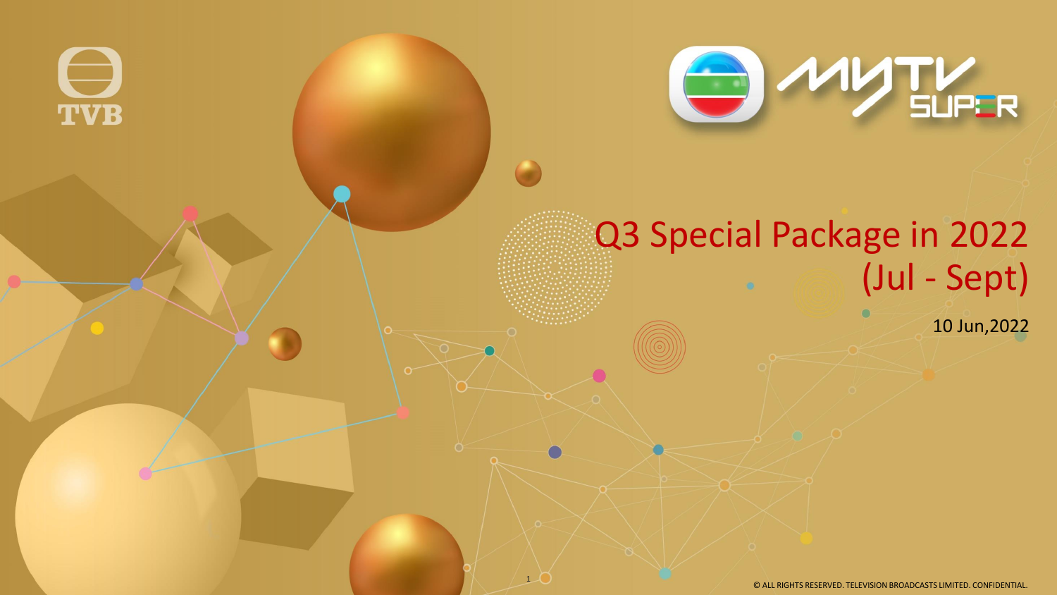TVB

myTV SUPER

# Q3 Special Package in 2022 (Jul - Sept)

10 Jun,2022

© ALL RIGHTS RESERVED. TELEVISION BROADCASTS LIMITED. CONFIDENTIAL.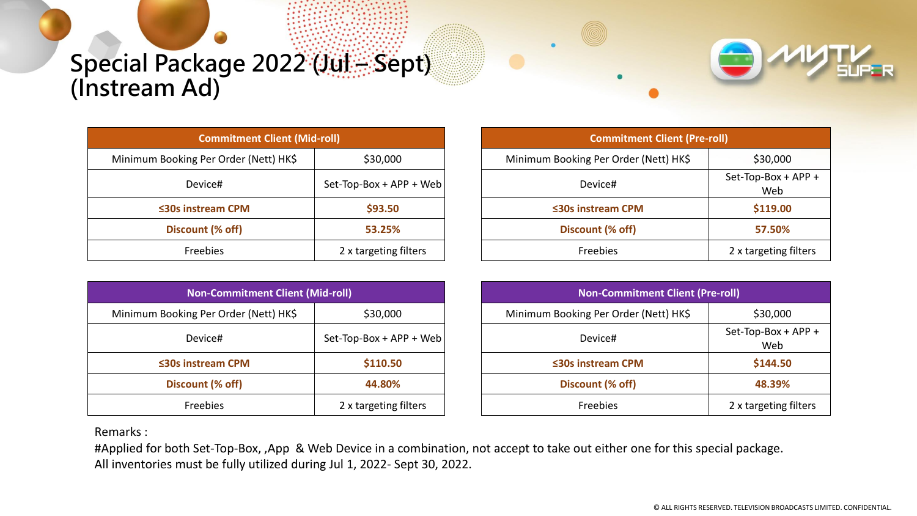# Special Package 2022 (Jul – Sept) (Instream Ad)

| Commitment Client (Mid-roll) | |
|---|---|
| Minimum Booking Per Order (Nett) HK$ | $30,000 |
| Device# | Set-Top-Box + APP + Web |
| **≤30s instream CPM** | **$93.50** |
| **Discount (% off)** | **53.25%** |
| Freebies | 2 x targeting filters |

| Commitment Client (Pre-roll) | |
|---|---|
| Minimum Booking Per Order (Nett) HK$ | $30,000 |
| Device# | Set-Top-Box + APP + Web |
| **≤30s instream CPM** | **$119.00** |
| **Discount (% off)** | **57.50%** |
| Freebies | 2 x targeting filters |

| Non-Commitment Client (Mid-roll) | |
|---|---|
| Minimum Booking Per Order (Nett) HK$ | $30,000 |
| Device# | Set-Top-Box + APP + Web |
| **≤30s instream CPM** | **$110.50** |
| **Discount (% off)** | **44.80%** |
| Freebies | 2 x targeting filters |

| Non-Commitment Client (Pre-roll) | |
|---|---|
| Minimum Booking Per Order (Nett) HK$ | $30,000 |
| Device# | Set-Top-Box + APP + Web |
| **≤30s instream CPM** | **$144.50** |
| **Discount (% off)** | **48.39%** |
| Freebies | 2 x targeting filters |

Remarks :

#Applied for both Set-Top-Box, ,App & Web Device in a combination, not accept to take out either one for this special package.
All inventories must be fully utilized during Jul 1, 2022- Sept 30, 2022.

© ALL RIGHTS RESERVED. TELEVISION BROADCASTS LIMITED. CONFIDENTIAL.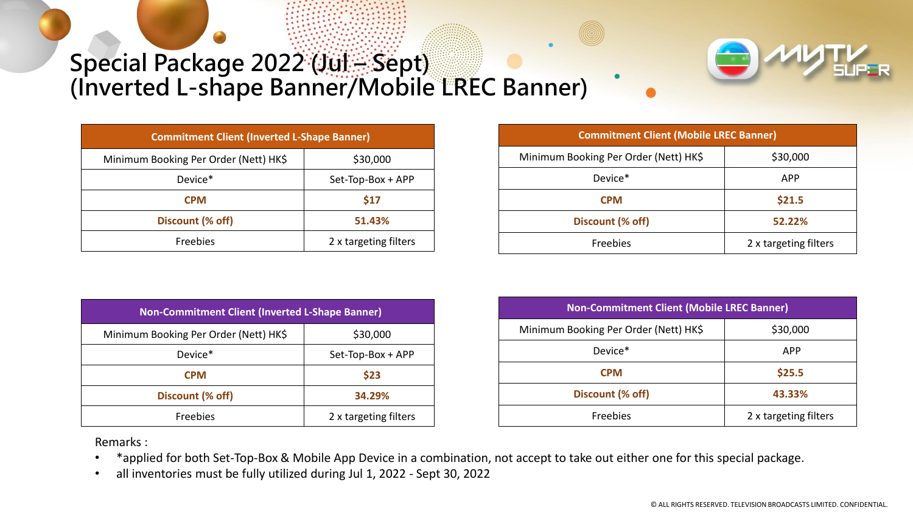# Special Package 2022 (Jul – Sept)
# (Inverted L-shape Banner/Mobile LREC Banner)

| Commitment Client (Inverted L-Shape Banner) | |
|---|---|
| Minimum Booking Per Order (Nett) HK$ | $30,000 |
| Device* | Set-Top-Box + APP |
| **CPM** | **$17** |
| **Discount (% off)** | **51.43%** |
| Freebies | 2 x targeting filters |

| Commitment Client (Mobile LREC Banner) | |
|---|---|
| Minimum Booking Per Order (Nett) HK$ | $30,000 |
| Device* | APP |
| **CPM** | **$21.5** |
| **Discount (% off)** | **52.22%** |
| Freebies | 2 x targeting filters |

| Non-Commitment Client (Inverted L-Shape Banner) | |
|---|---|
| Minimum Booking Per Order (Nett) HK$ | $30,000 |
| Device* | Set-Top-Box + APP |
| **CPM** | **$23** |
| **Discount (% off)** | **34.29%** |
| Freebies | 2 x targeting filters |

| Non-Commitment Client (Mobile LREC Banner) | |
|---|---|
| Minimum Booking Per Order (Nett) HK$ | $30,000 |
| Device* | APP |
| **CPM** | **$25.5** |
| **Discount (% off)** | **43.33%** |
| Freebies | 2 x targeting filters |

Remarks :

- *applied for both Set-Top-Box & Mobile App Device in a combination, not accept to take out either one for this special package.
- all inventories must be fully utilized during Jul 1, 2022 - Sept 30, 2022

© ALL RIGHTS RESERVED. TELEVISION BROADCASTS LIMITED. CONFIDENTIAL.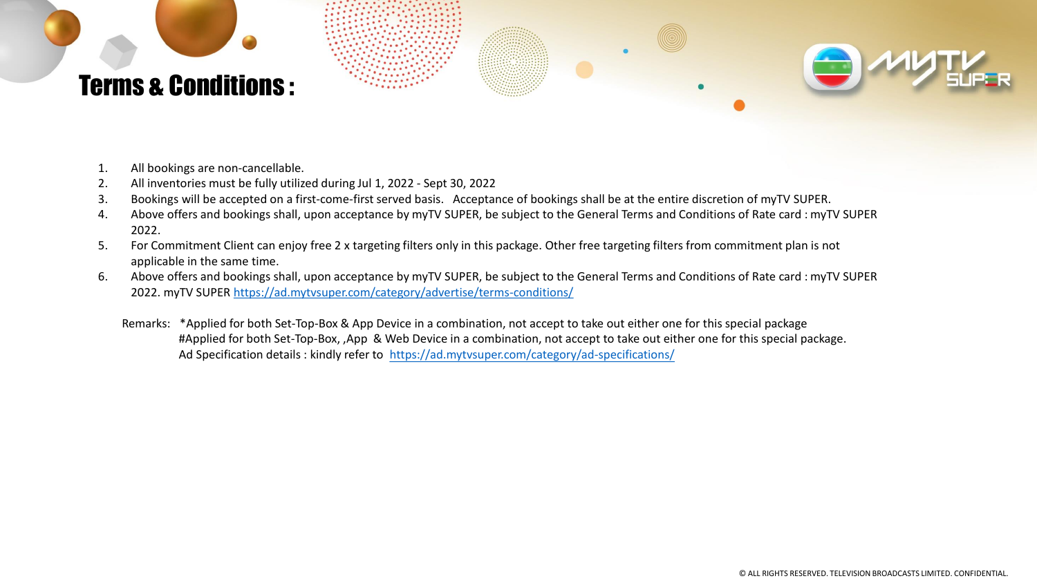# Terms & Conditions :

1. All bookings are non-cancellable.
2. All inventories must be fully utilized during Jul 1, 2022 - Sept 30, 2022
3. Bookings will be accepted on a first-come-first served basis.   Acceptance of bookings shall be at the entire discretion of myTV SUPER.
4. Above offers and bookings shall, upon acceptance by myTV SUPER, be subject to the General Terms and Conditions of Rate card : myTV SUPER 2022.
5. For Commitment Client can enjoy free 2 x targeting filters only in this package. Other free targeting filters from commitment plan is not applicable in the same time.
6. Above offers and bookings shall, upon acceptance by myTV SUPER, be subject to the General Terms and Conditions of Rate card : myTV SUPER 2022. myTV SUPER https://ad.mytvsuper.com/category/advertise/terms-conditions/

Remarks: *Applied for both Set-Top-Box & App Device in a combination, not accept to take out either one for this special package
#Applied for both Set-Top-Box, ,App & Web Device in a combination, not accept to take out either one for this special package.
Ad Specification details : kindly refer to https://ad.mytvsuper.com/category/ad-specifications/

© ALL RIGHTS RESERVED. TELEVISION BROADCASTS LIMITED. CONFIDENTIAL.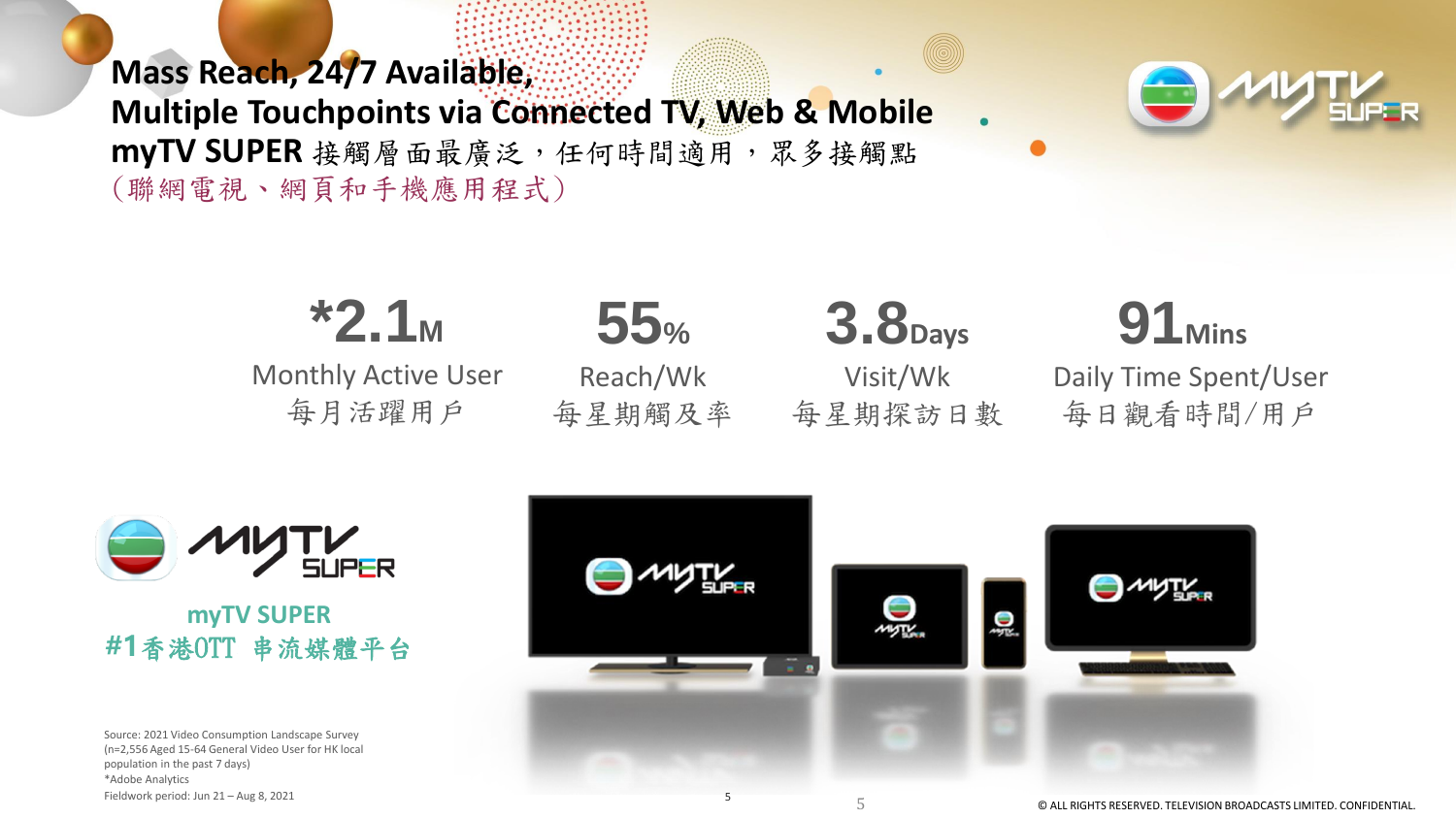# Mass Reach, 24/7 Available, Multiple Touchpoints via Connected TV, Web & Mobile

**myTV SUPER** 接觸層面最廣泛，任何時間適用，眾多接觸點（聯網電視、網頁和手機應用程式）

**\*2.1M**
Monthly Active User
每月活躍用戶

**55%**
Reach/Wk
每星期觸及率

**3.8Days**
Visit/Wk
每星期探訪日數

**91Mins**
Daily Time Spent/User
每日觀看時間/用戶

**myTV SUPER**
**#1香港OTT 串流媒體平台**

Source: 2021 Video Consumption Landscape Survey (n=2,556 Aged 15-64 General Video User for HK local population in the past 7 days)
*Adobe Analytics
Fieldwork period: Jun 21 – Aug 8, 2021

© ALL RIGHTS RESERVED. TELEVISION BROADCASTS LIMITED. CONFIDENTIAL.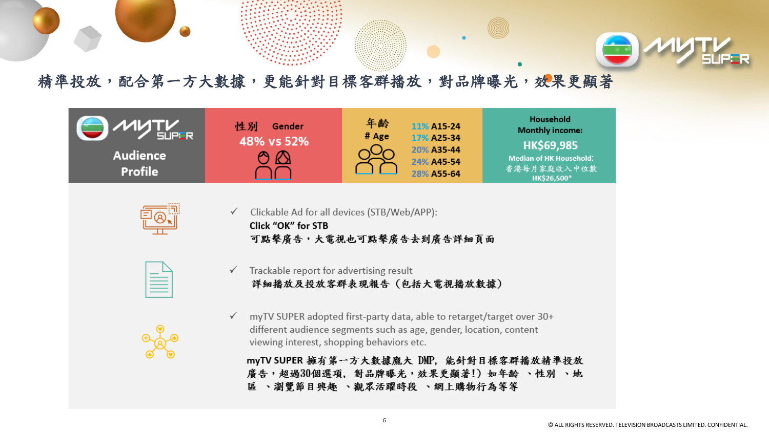# 精準投放，配合第一方大數據，更能針對目標客群播放，對品牌曝光，效果更顯著

| myTV SUPER Audience Profile | 性別 Gender | 年齡 # Age | Household Monthly income: |
| --- | --- | --- | --- |
| | 48% vs 52% | 11% A15-24<br>17% A25-34<br>20% A35-44<br>24% A45-54<br>28% A55-64 | HK$69,985<br>Median of HK Household:<br>香港每月家庭收入中位數<br>HK$26,500* |

- ✓ Clickable Ad for all devices (STB/Web/APP):
  **Click "OK" for STB**
  可點擊廣告，大電視也可點擊廣告去到廣告詳細頁面

- ✓ Trackable report for advertising result
  詳細播放及投放客群表現報告（包括大電視播放數據）

- ✓ myTV SUPER adopted first-party data, able to retarget/target over 30+ different audience segments such as age, gender, location, content viewing interest, shopping behaviors etc.

  myTV SUPER 擁有第一方大數據龐大 DMP，能針對目標客群播放精準投放廣告，超過30個選項，對品牌曝光，效果更顯著!）如年齡 、性別 、地區 、瀏覽節目興趣 、觀眾活躍時段 、網上購物行為等等

© ALL RIGHTS RESERVED. TELEVISION BROADCASTS LIMITED. CONFIDENTIAL.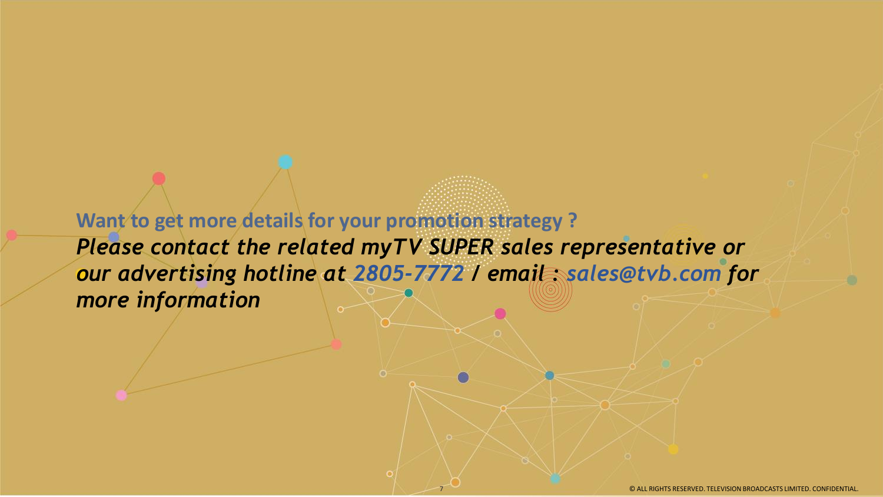**Want to get more details for your promotion strategy ?**

***Please contact the related myTV SUPER sales representative or our advertising hotline at 2805-7772 / email : sales@tvb.com for more information***

© ALL RIGHTS RESERVED. TELEVISION BROADCASTS LIMITED. CONFIDENTIAL.